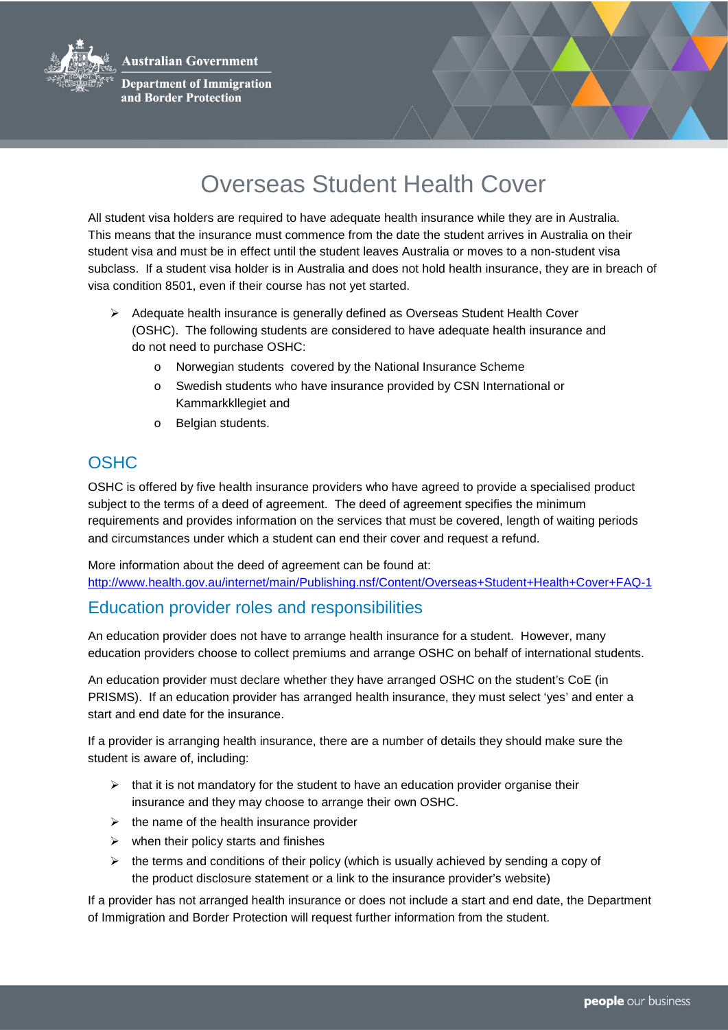Australian Government

Department of Immigration and Border Protection

# Overseas Student Health Cover

All student visa holders are required to have adequate health insurance while they are in Australia. This means that the insurance must commence from the date the student arrives in Australia on their student visa and must be in effect until the student leaves Australia or moves to a non-student visa subclass. If a student visa holder is in Australia and does not hold health insurance, they are in breach of visa condition 8501, even if their course has not yet started.

- Adequate health insurance is generally defined as Overseas Student Health Cover (OSHC). The following students are considered to have adequate health insurance and do not need to purchase OSHC:
  - Norwegian students covered by the National Insurance Scheme
  - Swedish students who have insurance provided by CSN International or Kammarkkllegiet and
  - Belgian students.

## OSHC

OSHC is offered by five health insurance providers who have agreed to provide a specialised product subject to the terms of a deed of agreement. The deed of agreement specifies the minimum requirements and provides information on the services that must be covered, length of waiting periods and circumstances under which a student can end their cover and request a refund.

More information about the deed of agreement can be found at:
http://www.health.gov.au/internet/main/Publishing.nsf/Content/Overseas+Student+Health+Cover+FAQ-1

## Education provider roles and responsibilities

An education provider does not have to arrange health insurance for a student. However, many education providers choose to collect premiums and arrange OSHC on behalf of international students.

An education provider must declare whether they have arranged OSHC on the student's CoE (in PRISMS). If an education provider has arranged health insurance, they must select 'yes' and enter a start and end date for the insurance.

If a provider is arranging health insurance, there are a number of details they should make sure the student is aware of, including:

- that it is not mandatory for the student to have an education provider organise their insurance and they may choose to arrange their own OSHC.
- the name of the health insurance provider
- when their policy starts and finishes
- the terms and conditions of their policy (which is usually achieved by sending a copy of the product disclosure statement or a link to the insurance provider's website)

If a provider has not arranged health insurance or does not include a start and end date, the Department of Immigration and Border Protection will request further information from the student.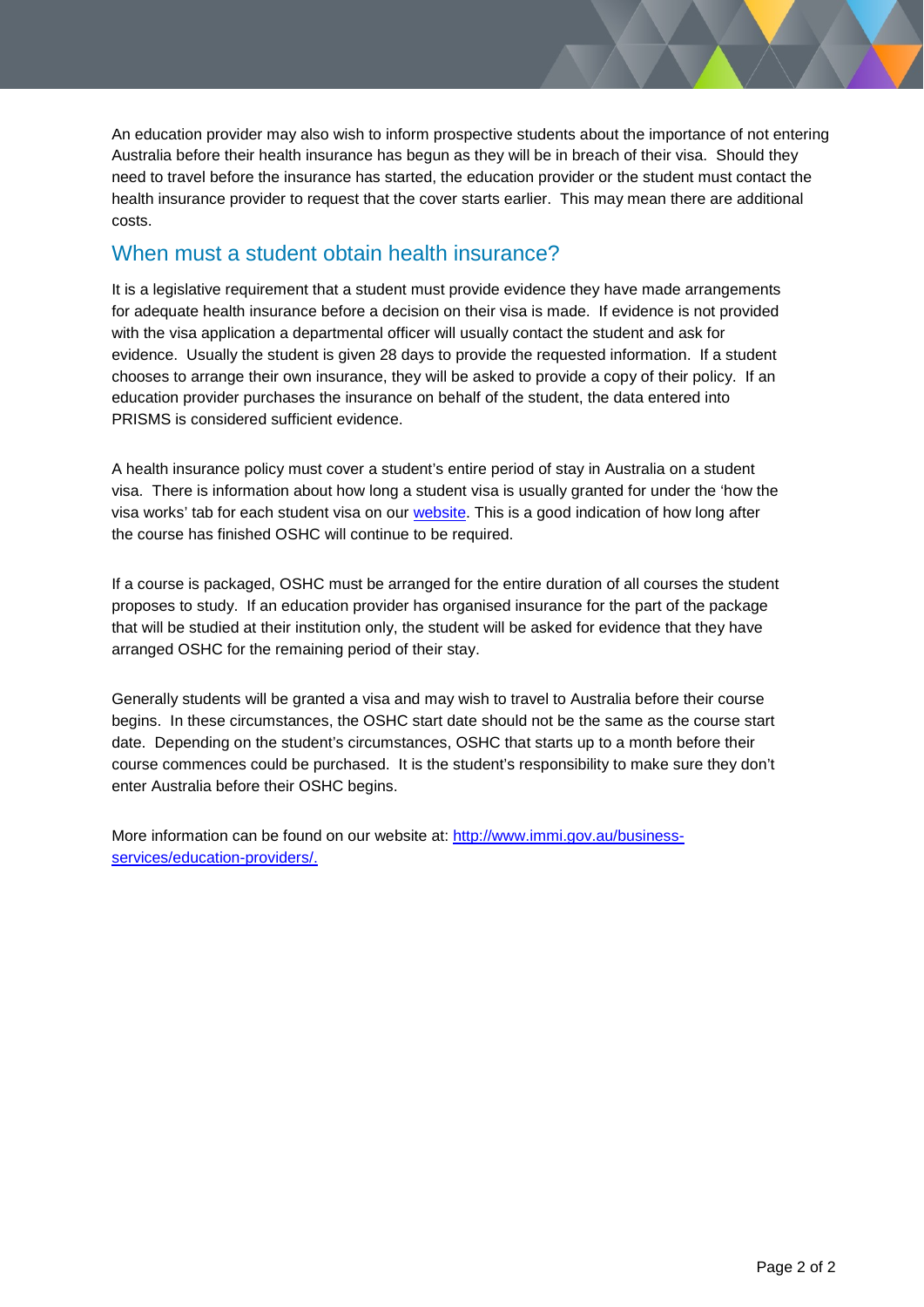An education provider may also wish to inform prospective students about the importance of not entering Australia before their health insurance has begun as they will be in breach of their visa. Should they need to travel before the insurance has started, the education provider or the student must contact the health insurance provider to request that the cover starts earlier. This may mean there are additional costs.

## When must a student obtain health insurance?

It is a legislative requirement that a student must provide evidence they have made arrangements for adequate health insurance before a decision on their visa is made. If evidence is not provided with the visa application a departmental officer will usually contact the student and ask for evidence. Usually the student is given 28 days to provide the requested information. If a student chooses to arrange their own insurance, they will be asked to provide a copy of their policy. If an education provider purchases the insurance on behalf of the student, the data entered into PRISMS is considered sufficient evidence.

A health insurance policy must cover a student's entire period of stay in Australia on a student visa. There is information about how long a student visa is usually granted for under the 'how the visa works' tab for each student visa on our website. This is a good indication of how long after the course has finished OSHC will continue to be required.

If a course is packaged, OSHC must be arranged for the entire duration of all courses the student proposes to study. If an education provider has organised insurance for the part of the package that will be studied at their institution only, the student will be asked for evidence that they have arranged OSHC for the remaining period of their stay.

Generally students will be granted a visa and may wish to travel to Australia before their course begins. In these circumstances, the OSHC start date should not be the same as the course start date. Depending on the student's circumstances, OSHC that starts up to a month before their course commences could be purchased. It is the student's responsibility to make sure they don't enter Australia before their OSHC begins.

More information can be found on our website at: http://www.immi.gov.au/business-services/education-providers/.